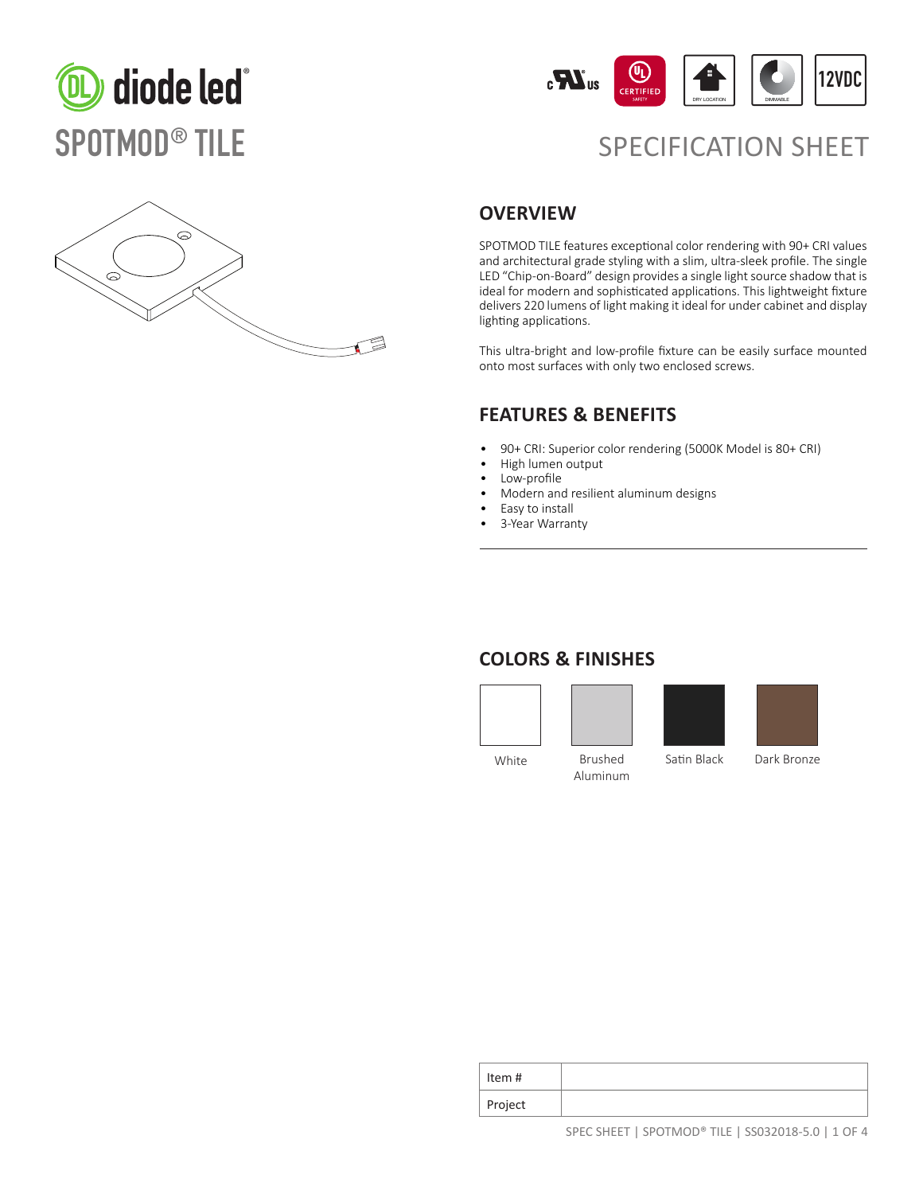# diode led

## SPOTMOD® TILE

c US | CERTIFIED SAFETY | DRY LOCATION | DIMMABLE | 12VDC

SPECIFICATION SHEET

## OVERVIEW

SPOTMOD TILE features exceptional color rendering with 90+ CRI values and architectural grade styling with a slim, ultra-sleek profile. The single LED "Chip-on-Board" design provides a single light source shadow that is ideal for modern and sophisticated applications. This lightweight fixture delivers 220 lumens of light making it ideal for under cabinet and display lighting applications.

This ultra-bright and low-profile fixture can be easily surface mounted onto most surfaces with only two enclosed screws.

## FEATURES & BENEFITS

- 90+ CRI: Superior color rendering (5000K Model is 80+ CRI)
- High lumen output
- Low-profile
- Modern and resilient aluminum designs
- Easy to install
- 3-Year Warranty

## COLORS & FINISHES

- White
- Brushed Aluminum
- Satin Black
- Dark Bronze

| Item # | |
|---|---|
| Project | |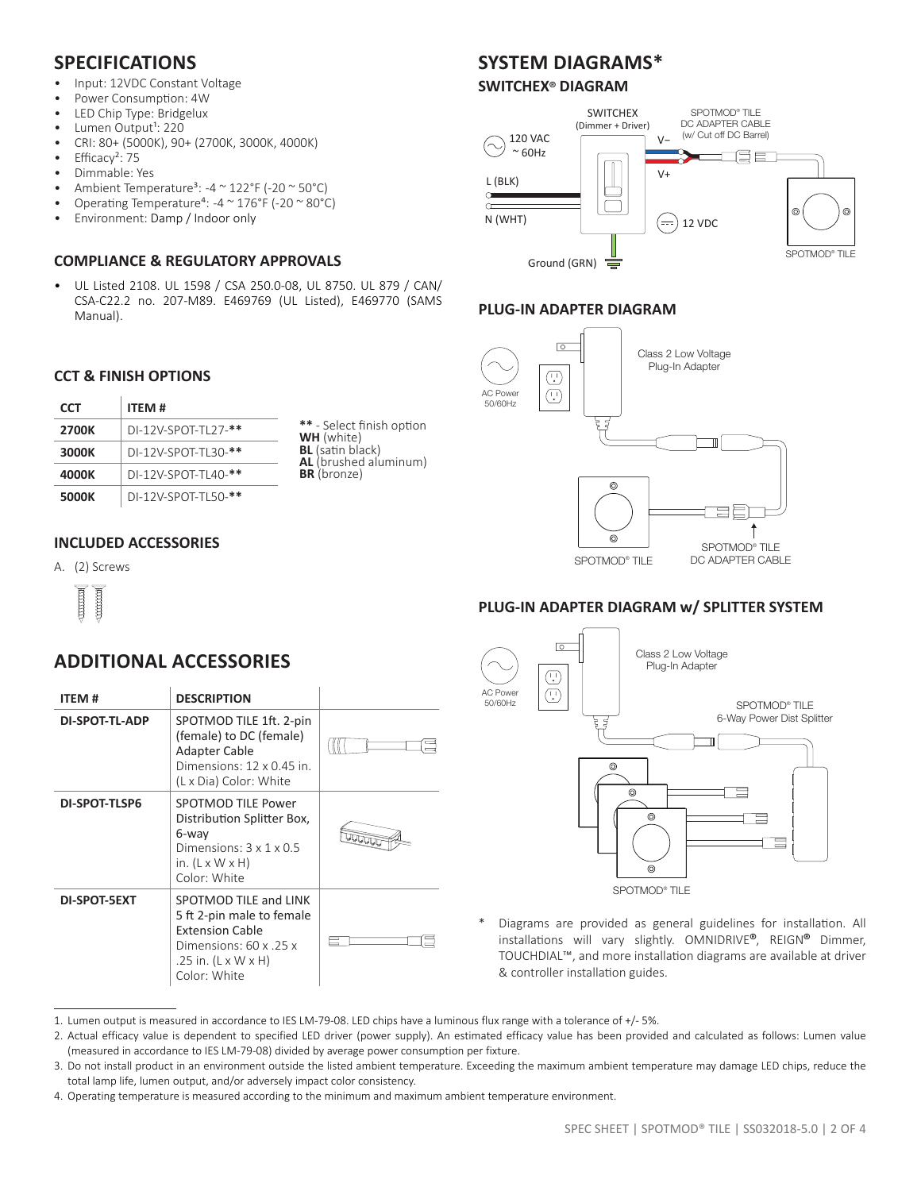## SPECIFICATIONS

- Input: 12VDC Constant Voltage
- Power Consumption: 4W
- LED Chip Type: Bridgelux
- Lumen Output[1]: 220
- CRI: 80+ (5000K), 90+ (2700K, 3000K, 4000K)
- Efficacy[2]: 75
- Dimmable: Yes
- Ambient Temperature[3]: -4 ~ 122°F (-20 ~ 50°C)
- Operating Temperature[4]: -4 ~ 176°F (-20 ~ 80°C)
- Environment: Damp / Indoor only

### COMPLIANCE & REGULATORY APPROVALS

- UL Listed 2108. UL 1598 / CSA 250.0-08, UL 8750. UL 879 / CAN/ CSA-C22.2 no. 207-M89. E469769 (UL Listed), E469770 (SAMS Manual).

### CCT & FINISH OPTIONS

| CCT | ITEM # |
|---|---|
| **2700K** | DI-12V-SPOT-TL27-** |
| **3000K** | DI-12V-SPOT-TL30-** |
| **4000K** | DI-12V-SPOT-TL40-** |
| **5000K** | DI-12V-SPOT-TL50-** |

** - Select finish option
**WH** (white)
**BL** (satin black)
**AL** (brushed aluminum)
**BR** (bronze)

### INCLUDED ACCESSORIES

A. (2) Screws

## ADDITIONAL ACCESSORIES

| ITEM # | DESCRIPTION | |
|---|---|---|
| **DI-SPOT-TL-ADP** | SPOTMOD TILE 1ft. 2-pin (female) to DC (female) Adapter Cable<br>Dimensions: 12 x 0.45 in. (L x Dia) Color: White | |
| **DI-SPOT-TLSP6** | SPOTMOD TILE Power Distribution Splitter Box, 6-way<br>Dimensions: 3 x 1 x 0.5 in. (L x W x H)<br>Color: White | |
| **DI-SPOT-5EXT** | SPOTMOD TILE and LINK 5 ft 2-pin male to female Extension Cable<br>Dimensions: 60 x .25 x .25 in. (L x W x H)<br>Color: White | |

## SYSTEM DIAGRAMS*

### SWITCHEX® DIAGRAM

SWITCHEX (Dimmer + Driver)
SPOTMOD® TILE DC ADAPTER CABLE (w/ Cut off DC Barrel)
120 VAC ~ 60Hz
V−
V+
L (BLK)
N (WHT)
12 VDC
Ground (GRN)
SPOTMOD® TILE

### PLUG-IN ADAPTER DIAGRAM

AC Power 50/60Hz
Class 2 Low Voltage Plug-In Adapter
SPOTMOD® TILE
SPOTMOD® TILE DC ADAPTER CABLE

### PLUG-IN ADAPTER DIAGRAM w/ SPLITTER SYSTEM

AC Power 50/60Hz
Class 2 Low Voltage Plug-In Adapter
SPOTMOD® TILE 6-Way Power Dist Splitter
SPOTMOD® TILE

\* Diagrams are provided as general guidelines for installation. All installations will vary slightly. OMNIDRIVE®, REIGN® Dimmer, TOUCHDIAL™, and more installation diagrams are available at driver & controller installation guides.

---

1. Lumen output is measured in accordance to IES LM-79-08. LED chips have a luminous flux range with a tolerance of +/- 5%.
2. Actual efficacy value is dependent to specified LED driver (power supply). An estimated efficacy value has been provided and calculated as follows: Lumen value (measured in accordance to IES LM-79-08) divided by average power consumption per fixture.
3. Do not install product in an environment outside the listed ambient temperature. Exceeding the maximum ambient temperature may damage LED chips, reduce the total lamp life, lumen output, and/or adversely impact color consistency.
4. Operating temperature is measured according to the minimum and maximum ambient temperature environment.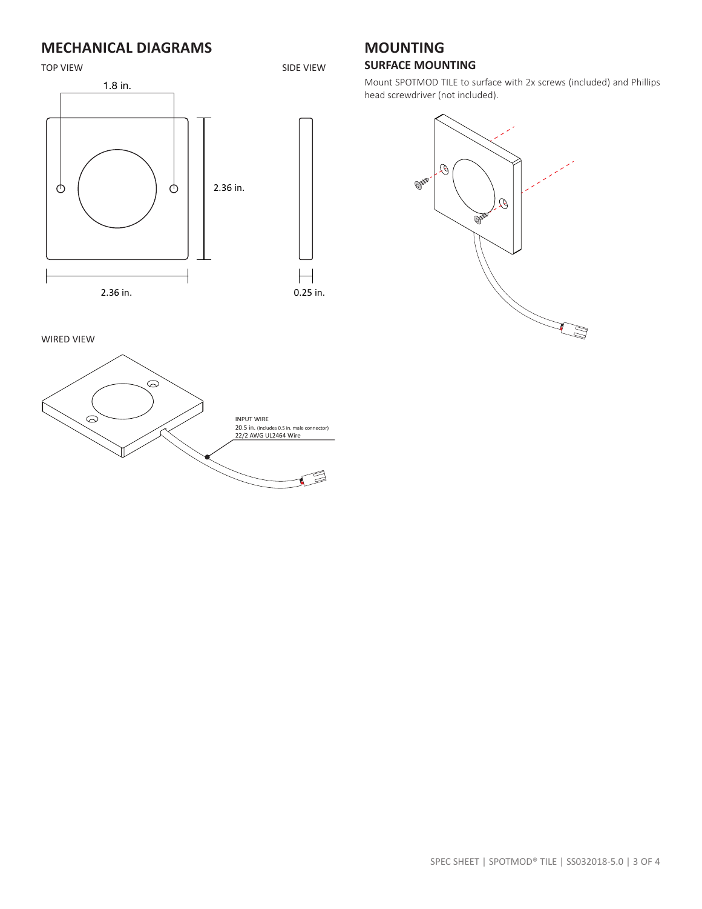## MECHANICAL DIAGRAMS

TOP VIEW

1.8 in.

2.36 in.

2.36 in.

SIDE VIEW

0.25 in.

WIRED VIEW

INPUT WIRE
20.5 in. (includes 0.5 in. male connector)
22/2 AWG UL2464 Wire

## MOUNTING

### SURFACE MOUNTING

Mount SPOTMOD TILE to surface with 2x screws (included) and Phillips head screwdriver (not included).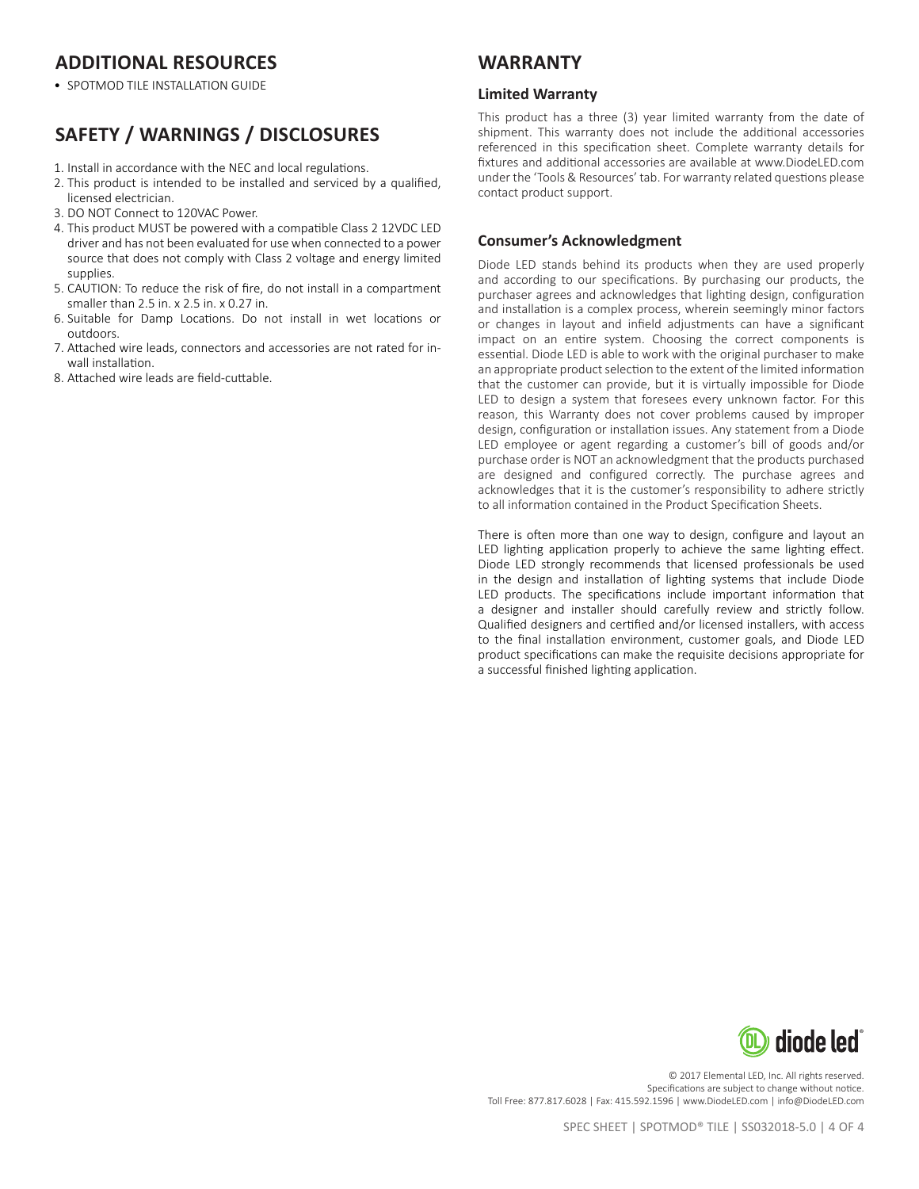## ADDITIONAL RESOURCES

- SPOTMOD TILE INSTALLATION GUIDE

## SAFETY / WARNINGS / DISCLOSURES

1. Install in accordance with the NEC and local regulations.
2. This product is intended to be installed and serviced by a qualified, licensed electrician.
3. DO NOT Connect to 120VAC Power.
4. This product MUST be powered with a compatible Class 2 12VDC LED driver and has not been evaluated for use when connected to a power source that does not comply with Class 2 voltage and energy limited supplies.
5. CAUTION: To reduce the risk of fire, do not install in a compartment smaller than 2.5 in. x 2.5 in. x 0.27 in.
6. Suitable for Damp Locations. Do not install in wet locations or outdoors.
7. Attached wire leads, connectors and accessories are not rated for in-wall installation.
8. Attached wire leads are field-cuttable.

## WARRANTY

### Limited Warranty

This product has a three (3) year limited warranty from the date of shipment. This warranty does not include the additional accessories referenced in this specification sheet. Complete warranty details for fixtures and additional accessories are available at www.DiodeLED.com under the 'Tools & Resources' tab. For warranty related questions please contact product support.

### Consumer's Acknowledgment

Diode LED stands behind its products when they are used properly and according to our specifications. By purchasing our products, the purchaser agrees and acknowledges that lighting design, configuration and installation is a complex process, wherein seemingly minor factors or changes in layout and infield adjustments can have a significant impact on an entire system. Choosing the correct components is essential. Diode LED is able to work with the original purchaser to make an appropriate product selection to the extent of the limited information that the customer can provide, but it is virtually impossible for Diode LED to design a system that foresees every unknown factor. For this reason, this Warranty does not cover problems caused by improper design, configuration or installation issues. Any statement from a Diode LED employee or agent regarding a customer's bill of goods and/or purchase order is NOT an acknowledgment that the products purchased are designed and configured correctly. The purchase agrees and acknowledges that it is the customer's responsibility to adhere strictly to all information contained in the Product Specification Sheets.

There is often more than one way to design, configure and layout an LED lighting application properly to achieve the same lighting effect. Diode LED strongly recommends that licensed professionals be used in the design and installation of lighting systems that include Diode LED products. The specifications include important information that a designer and installer should carefully review and strictly follow. Qualified designers and certified and/or licensed installers, with access to the final installation environment, customer goals, and Diode LED product specifications can make the requisite decisions appropriate for a successful finished lighting application.

diode led®

© 2017 Elemental LED, Inc. All rights reserved.
Specifications are subject to change without notice.
Toll Free: 877.817.6028 | Fax: 415.592.1596 | www.DiodeLED.com | info@DiodeLED.com